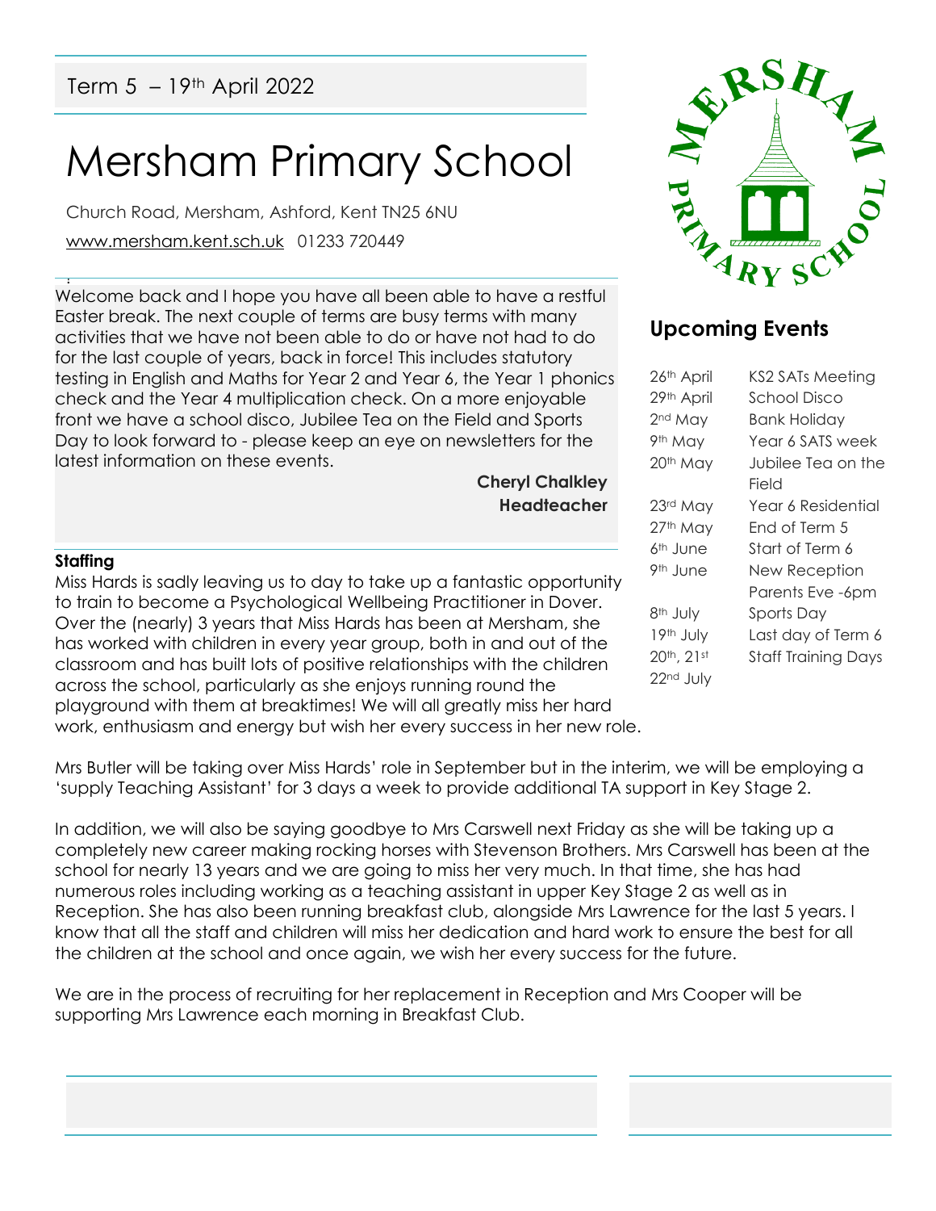Term 5 – 19th April 2022

# Mersham Primary School

Church Road, Mersham, Ashford, Kent TN25 6NU

www.mersham.kent.sch.uk 01233 720449

Welcome back and I hope you have all been able to have a restful Easter break. The next couple of terms are busy terms with many activities that we have not been able to do or have not had to do for the last couple of years, back in force! This includes statutory testing in English and Maths for Year 2 and Year 6, the Year 1 phonics check and the Year 4 multiplication check. On a more enjoyable front we have a school disco, Jubilee Tea on the Field and Sports Day to look forward to - please keep an eye on newsletters for the latest information on these events.

**Cheryl Chalkley**
**Headteacher**

## Upcoming Events

| Date | Event |
|---|---|
| 26th April | KS2 SATs Meeting |
| 29th April | School Disco |
| 2nd May | Bank Holiday |
| 9th May | Year 6 SATS week |
| 20th May | Jubilee Tea on the Field |
| 23rd May | Year 6 Residential |
| 27th May | End of Term 5 |
| 6th June | Start of Term 6 |
| 9th June | New Reception Parents Eve -6pm |
| 8th July | Sports Day |
| 19th July | Last day of Term 6 |
| 20th, 21st 22nd July | Staff Training Days |

**Staffing**

Miss Hards is sadly leaving us to day to take up a fantastic opportunity to train to become a Psychological Wellbeing Practitioner in Dover. Over the (nearly) 3 years that Miss Hards has been at Mersham, she has worked with children in every year group, both in and out of the classroom and has built lots of positive relationships with the children across the school, particularly as she enjoys running round the playground with them at breaktimes! We will all greatly miss her hard work, enthusiasm and energy but wish her every success in her new role.

Mrs Butler will be taking over Miss Hards' role in September but in the interim, we will be employing a 'supply Teaching Assistant' for 3 days a week to provide additional TA support in Key Stage 2.

In addition, we will also be saying goodbye to Mrs Carswell next Friday as she will be taking up a completely new career making rocking horses with Stevenson Brothers. Mrs Carswell has been at the school for nearly 13 years and we are going to miss her very much. In that time, she has had numerous roles including working as a teaching assistant in upper Key Stage 2 as well as in Reception. She has also been running breakfast club, alongside Mrs Lawrence for the last 5 years. I know that all the staff and children will miss her dedication and hard work to ensure the best for all the children at the school and once again, we wish her every success for the future.

We are in the process of recruiting for her replacement in Reception and Mrs Cooper will be supporting Mrs Lawrence each morning in Breakfast Club.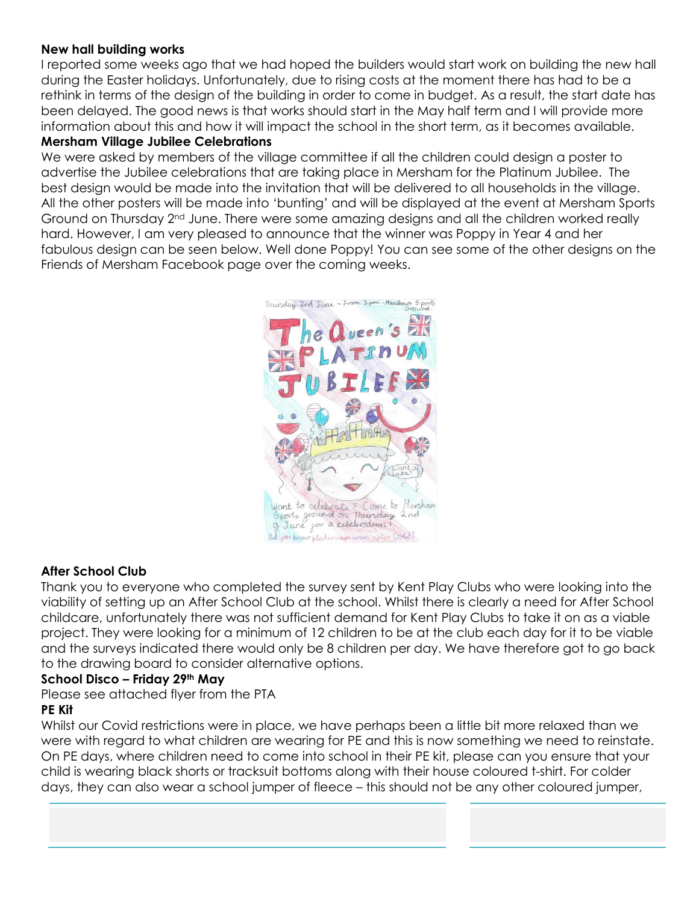**New hall building works**

I reported some weeks ago that we had hoped the builders would start work on building the new hall during the Easter holidays. Unfortunately, due to rising costs at the moment there has had to be a rethink in terms of the design of the building in order to come in budget. As a result, the start date has been delayed. The good news is that works should start in the May half term and I will provide more information about this and how it will impact the school in the short term, as it becomes available.

**Mersham Village Jubilee Celebrations**

We were asked by members of the village committee if all the children could design a poster to advertise the Jubilee celebrations that are taking place in Mersham for the Platinum Jubilee. The best design would be made into the invitation that will be delivered to all households in the village. All the other posters will be made into 'bunting' and will be displayed at the event at Mersham Sports Ground on Thursday 2nd June. There were some amazing designs and all the children worked really hard. However, I am very pleased to announce that the winner was Poppy in Year 4 and her fabulous design can be seen below. Well done Poppy! You can see some of the other designs on the Friends of Mersham Facebook page over the coming weeks.

**After School Club**

Thank you to everyone who completed the survey sent by Kent Play Clubs who were looking into the viability of setting up an After School Club at the school. Whilst there is clearly a need for After School childcare, unfortunately there was not sufficient demand for Kent Play Clubs to take it on as a viable project. They were looking for a minimum of 12 children to be at the club each day for it to be viable and the surveys indicated there would only be 8 children per day. We have therefore got to go back to the drawing board to consider alternative options.

**School Disco – Friday 29th May**

Please see attached flyer from the PTA

**PE Kit**

Whilst our Covid restrictions were in place, we have perhaps been a little bit more relaxed than we were with regard to what children are wearing for PE and this is now something we need to reinstate. On PE days, where children need to come into school in their PE kit, please can you ensure that your child is wearing black shorts or tracksuit bottoms along with their house coloured t-shirt. For colder days, they can also wear a school jumper of fleece – this should not be any other coloured jumper,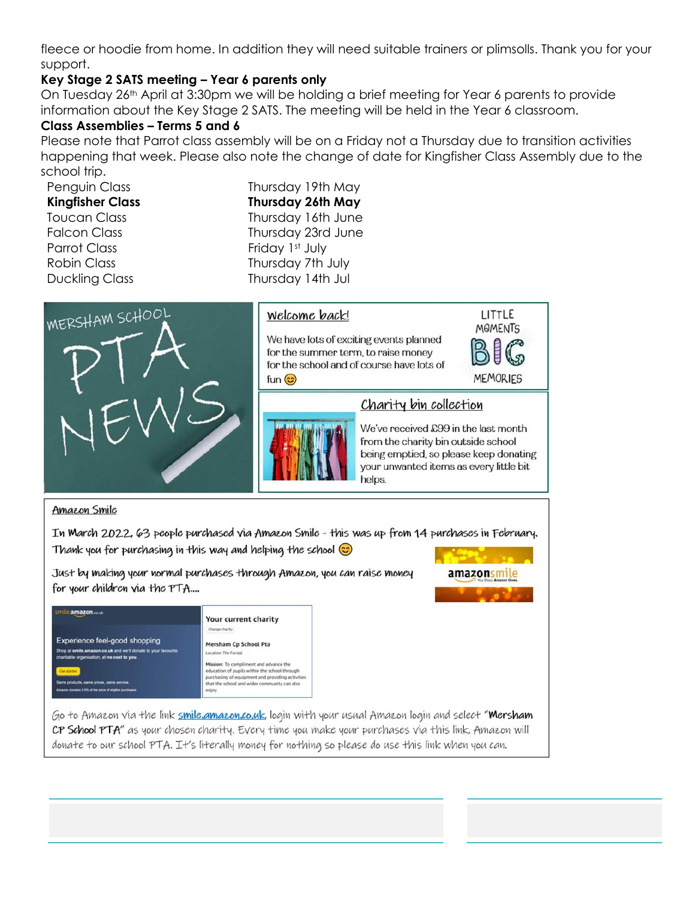fleece or hoodie from home. In addition they will need suitable trainers or plimsolls. Thank you for your support.

**Key Stage 2 SATS meeting – Year 6 parents only**

On Tuesday 26th April at 3:30pm we will be holding a brief meeting for Year 6 parents to provide information about the Key Stage 2 SATS. The meeting will be held in the Year 6 classroom.

**Class Assemblies – Terms 5 and 6**

Please note that Parrot class assembly will be on a Friday not a Thursday due to transition activities happening that week. Please also note the change of date for Kingfisher Class Assembly due to the school trip.

| | |
|---|---|
| Penguin Class | Thursday 19th May |
| **Kingfisher Class** | **Thursday 26th May** |
| Toucan Class | Thursday 16th June |
| Falcon Class | Thursday 23rd June |
| Parrot Class | Friday 1st July |
| Robin Class | Thursday 7th July |
| Duckling Class | Thursday 14th Jul |

MERSHAM SCHOOL PTA NEWS

**Welcome back!**

We have lots of exciting events planned for the summer term, to raise money for the school and of course have lots of fun 😊

LITTLE MOMENTS BIG MEMORIES

**Charity bin collection**

We've received £99 in the last month from the charity bin outside school being emptied, so please keep donating your unwanted items as every little bit helps.

**Amazon Smile**

In March 2022, 63 people purchased via Amazon Smile - this was up from 14 purchases in February. Thank you for purchasing in this way and helping the school 😊

Just by making your normal purchases through Amazon, you can raise money for your children via the PTA....

smile.amazon.co.uk
Experience feel-good shopping
Shop at smile.amazon.co.uk and we'll donate to your favourite charitable organisation, at no cost to you.
Get started
Same products, same prices, same service.
Amazon donates 0.5% of the price of eligible purchases.

Your current charity
Change charity
Mersham Cp School Pta
Location: The Forstal
Mission: To compliment and advance the education of pupils within the school through purchasing of equipment and providing activities that the school and wider community can also enjoy.

Go to Amazon via the link smile.amazon.co.uk, login with your usual Amazon login and select "**Mersham CP School PTA**" as your chosen charity. Every time you make your purchases via this link, Amazon will donate to our school PTA. It's literally money for nothing so please do use this link when you can.